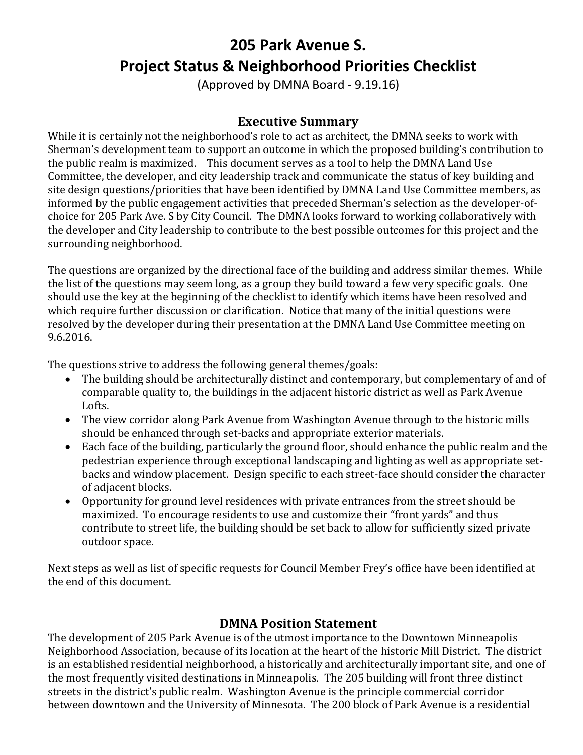# 205 Park Avenue S.
# Project Status & Neighborhood Priorities Checklist

(Approved by DMNA Board - 9.19.16)

## Executive Summary

While it is certainly not the neighborhood's role to act as architect, the DMNA seeks to work with Sherman's development team to support an outcome in which the proposed building's contribution to the public realm is maximized. This document serves as a tool to help the DMNA Land Use Committee, the developer, and city leadership track and communicate the status of key building and site design questions/priorities that have been identified by DMNA Land Use Committee members, as informed by the public engagement activities that preceded Sherman's selection as the developer-of-choice for 205 Park Ave. S by City Council. The DMNA looks forward to working collaboratively with the developer and City leadership to contribute to the best possible outcomes for this project and the surrounding neighborhood.

The questions are organized by the directional face of the building and address similar themes. While the list of the questions may seem long, as a group they build toward a few very specific goals. One should use the key at the beginning of the checklist to identify which items have been resolved and which require further discussion or clarification. Notice that many of the initial questions were resolved by the developer during their presentation at the DMNA Land Use Committee meeting on 9.6.2016.

The questions strive to address the following general themes/goals:

- The building should be architecturally distinct and contemporary, but complementary of and of comparable quality to, the buildings in the adjacent historic district as well as Park Avenue Lofts.
- The view corridor along Park Avenue from Washington Avenue through to the historic mills should be enhanced through set-backs and appropriate exterior materials.
- Each face of the building, particularly the ground floor, should enhance the public realm and the pedestrian experience through exceptional landscaping and lighting as well as appropriate set-backs and window placement. Design specific to each street-face should consider the character of adjacent blocks.
- Opportunity for ground level residences with private entrances from the street should be maximized. To encourage residents to use and customize their "front yards" and thus contribute to street life, the building should be set back to allow for sufficiently sized private outdoor space.

Next steps as well as list of specific requests for Council Member Frey's office have been identified at the end of this document.

## DMNA Position Statement

The development of 205 Park Avenue is of the utmost importance to the Downtown Minneapolis Neighborhood Association, because of its location at the heart of the historic Mill District. The district is an established residential neighborhood, a historically and architecturally important site, and one of the most frequently visited destinations in Minneapolis. The 205 building will front three distinct streets in the district's public realm. Washington Avenue is the principle commercial corridor between downtown and the University of Minnesota. The 200 block of Park Avenue is a residential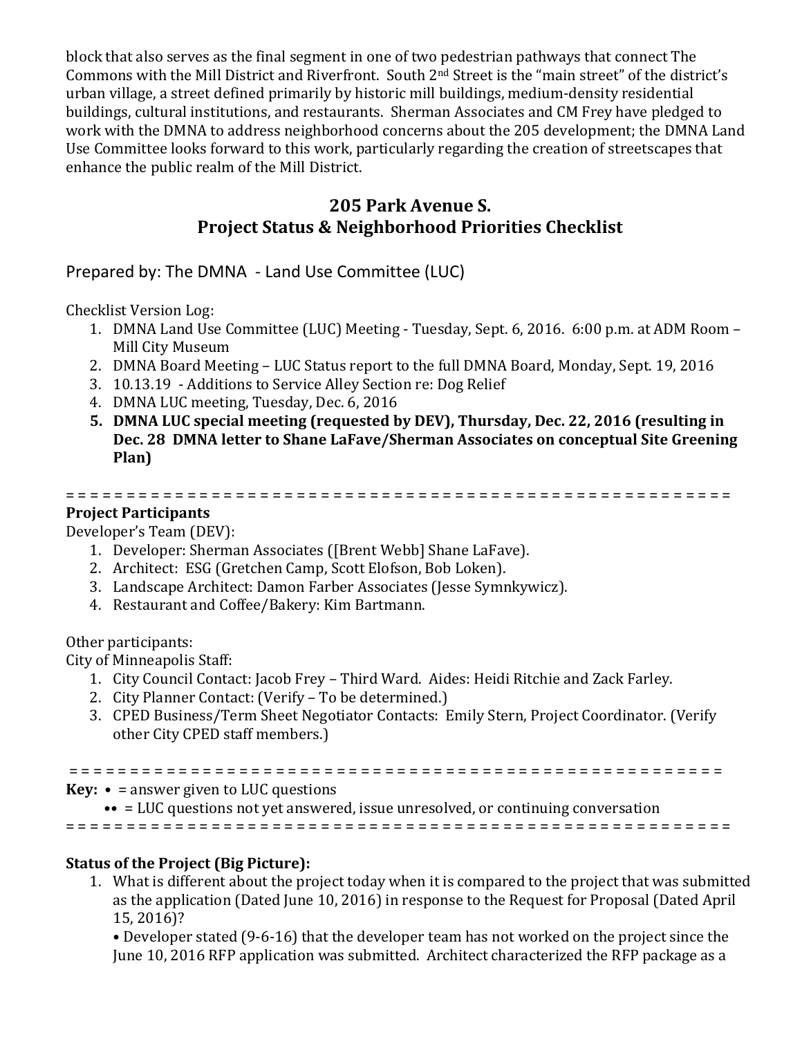block that also serves as the final segment in one of two pedestrian pathways that connect The Commons with the Mill District and Riverfront. South 2nd Street is the "main street" of the district's urban village, a street defined primarily by historic mill buildings, medium-density residential buildings, cultural institutions, and restaurants. Sherman Associates and CM Frey have pledged to work with the DMNA to address neighborhood concerns about the 205 development; the DMNA Land Use Committee looks forward to this work, particularly regarding the creation of streetscapes that enhance the public realm of the Mill District.

## 205 Park Avenue S.
## Project Status & Neighborhood Priorities Checklist

Prepared by: The DMNA - Land Use Committee (LUC)

Checklist Version Log:

1. DMNA Land Use Committee (LUC) Meeting - Tuesday, Sept. 6, 2016. 6:00 p.m. at ADM Room – Mill City Museum
2. DMNA Board Meeting – LUC Status report to the full DMNA Board, Monday, Sept. 19, 2016
3. 10.13.19 - Additions to Service Alley Section re: Dog Relief
4. DMNA LUC meeting, Tuesday, Dec. 6, 2016
5. **DMNA LUC special meeting (requested by DEV), Thursday, Dec. 22, 2016 (resulting in Dec. 28 DMNA letter to Shane LaFave/Sherman Associates on conceptual Site Greening Plan)**

= = = = = = = = = = = = = = = = = = = = = = = = = = = = = = = = = = = = = = = = = = = = = = = = = = = = = = = =

**Project Participants**

Developer's Team (DEV):

1. Developer: Sherman Associates ([Brent Webb] Shane LaFave).
2. Architect: ESG (Gretchen Camp, Scott Elofson, Bob Loken).
3. Landscape Architect: Damon Farber Associates (Jesse Symnkywicz).
4. Restaurant and Coffee/Bakery: Kim Bartmann.

Other participants:

City of Minneapolis Staff:

1. City Council Contact: Jacob Frey – Third Ward. Aides: Heidi Ritchie and Zack Farley.
2. City Planner Contact: (Verify – To be determined.)
3. CPED Business/Term Sheet Negotiator Contacts: Emily Stern, Project Coordinator. (Verify other City CPED staff members.)

= = = = = = = = = = = = = = = = = = = = = = = = = = = = = = = = = = = = = = = = = = = = = = = = = = = = = = = =

**Key:** • = answer given to LUC questions

•• = LUC questions not yet answered, issue unresolved, or continuing conversation

= = = = = = = = = = = = = = = = = = = = = = = = = = = = = = = = = = = = = = = = = = = = = = = = = = = = = = = =

**Status of the Project (Big Picture):**

1. What is different about the project today when it is compared to the project that was submitted as the application (Dated June 10, 2016) in response to the Request for Proposal (Dated April 15, 2016)?

   • Developer stated (9-6-16) that the developer team has not worked on the project since the June 10, 2016 RFP application was submitted. Architect characterized the RFP package as a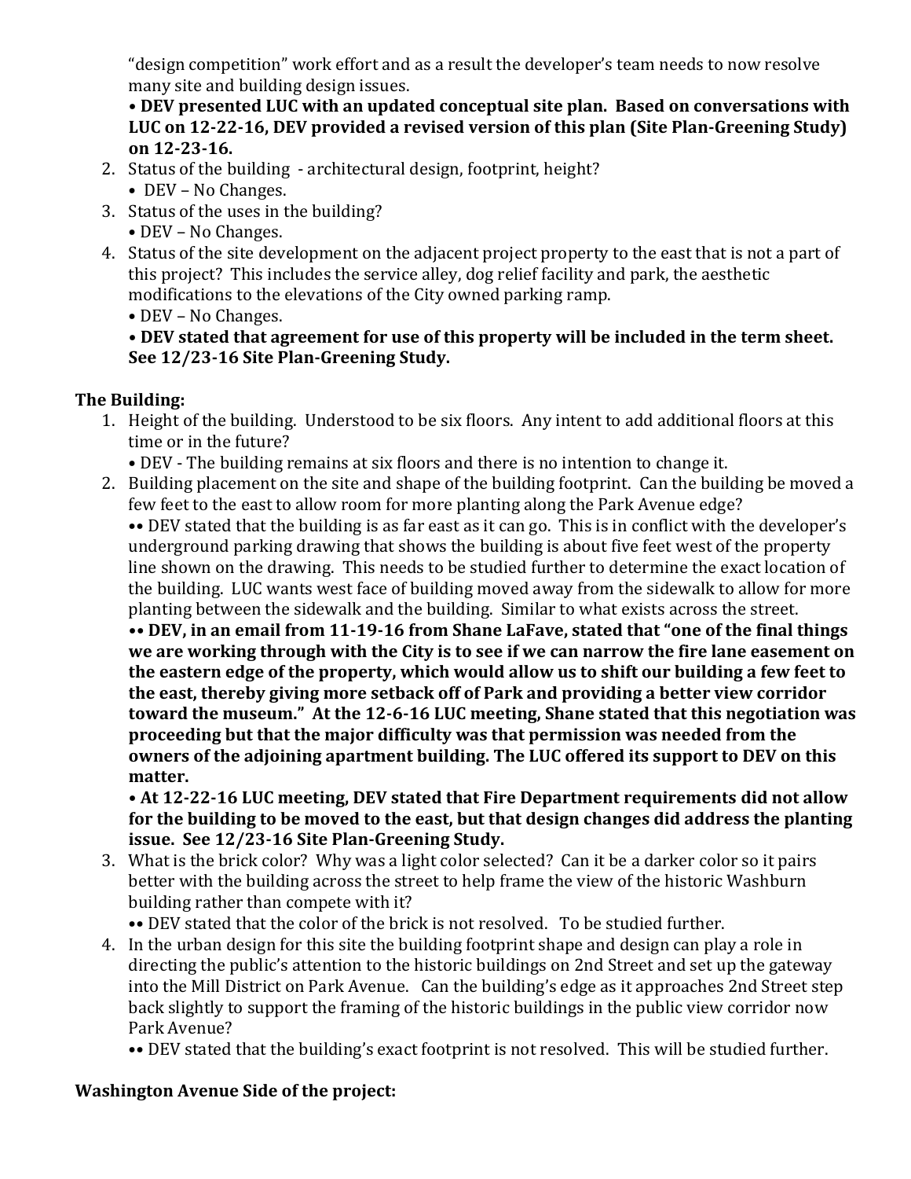"design competition" work effort and as a result the developer's team needs to now resolve many site and building design issues.

**• DEV presented LUC with an updated conceptual site plan. Based on conversations with LUC on 12-22-16, DEV provided a revised version of this plan (Site Plan-Greening Study) on 12-23-16.**

2. Status of the building - architectural design, footprint, height?
   • DEV – No Changes.
3. Status of the uses in the building?
   • DEV – No Changes.
4. Status of the site development on the adjacent project property to the east that is not a part of this project? This includes the service alley, dog relief facility and park, the aesthetic modifications to the elevations of the City owned parking ramp.
   • DEV – No Changes.
   **• DEV stated that agreement for use of this property will be included in the term sheet. See 12/23-16 Site Plan-Greening Study.**

## The Building:

1. Height of the building. Understood to be six floors. Any intent to add additional floors at this time or in the future?
   • DEV - The building remains at six floors and there is no intention to change it.
2. Building placement on the site and shape of the building footprint. Can the building be moved a few feet to the east to allow room for more planting along the Park Avenue edge?
   •• DEV stated that the building is as far east as it can go. This is in conflict with the developer's underground parking drawing that shows the building is about five feet west of the property line shown on the drawing. This needs to be studied further to determine the exact location of the building. LUC wants west face of building moved away from the sidewalk to allow for more planting between the sidewalk and the building. Similar to what exists across the street.
   **•• DEV, in an email from 11-19-16 from Shane LaFave, stated that "one of the final things we are working through with the City is to see if we can narrow the fire lane easement on the eastern edge of the property, which would allow us to shift our building a few feet to the east, thereby giving more setback off of Park and providing a better view corridor toward the museum." At the 12-6-16 LUC meeting, Shane stated that this negotiation was proceeding but that the major difficulty was that permission was needed from the owners of the adjoining apartment building. The LUC offered its support to DEV on this matter.**
   **• At 12-22-16 LUC meeting, DEV stated that Fire Department requirements did not allow for the building to be moved to the east, but that design changes did address the planting issue. See 12/23-16 Site Plan-Greening Study.**
3. What is the brick color? Why was a light color selected? Can it be a darker color so it pairs better with the building across the street to help frame the view of the historic Washburn building rather than compete with it?
   •• DEV stated that the color of the brick is not resolved. To be studied further.
4. In the urban design for this site the building footprint shape and design can play a role in directing the public's attention to the historic buildings on 2nd Street and set up the gateway into the Mill District on Park Avenue. Can the building's edge as it approaches 2nd Street step back slightly to support the framing of the historic buildings in the public view corridor now Park Avenue?
   •• DEV stated that the building's exact footprint is not resolved. This will be studied further.

## Washington Avenue Side of the project: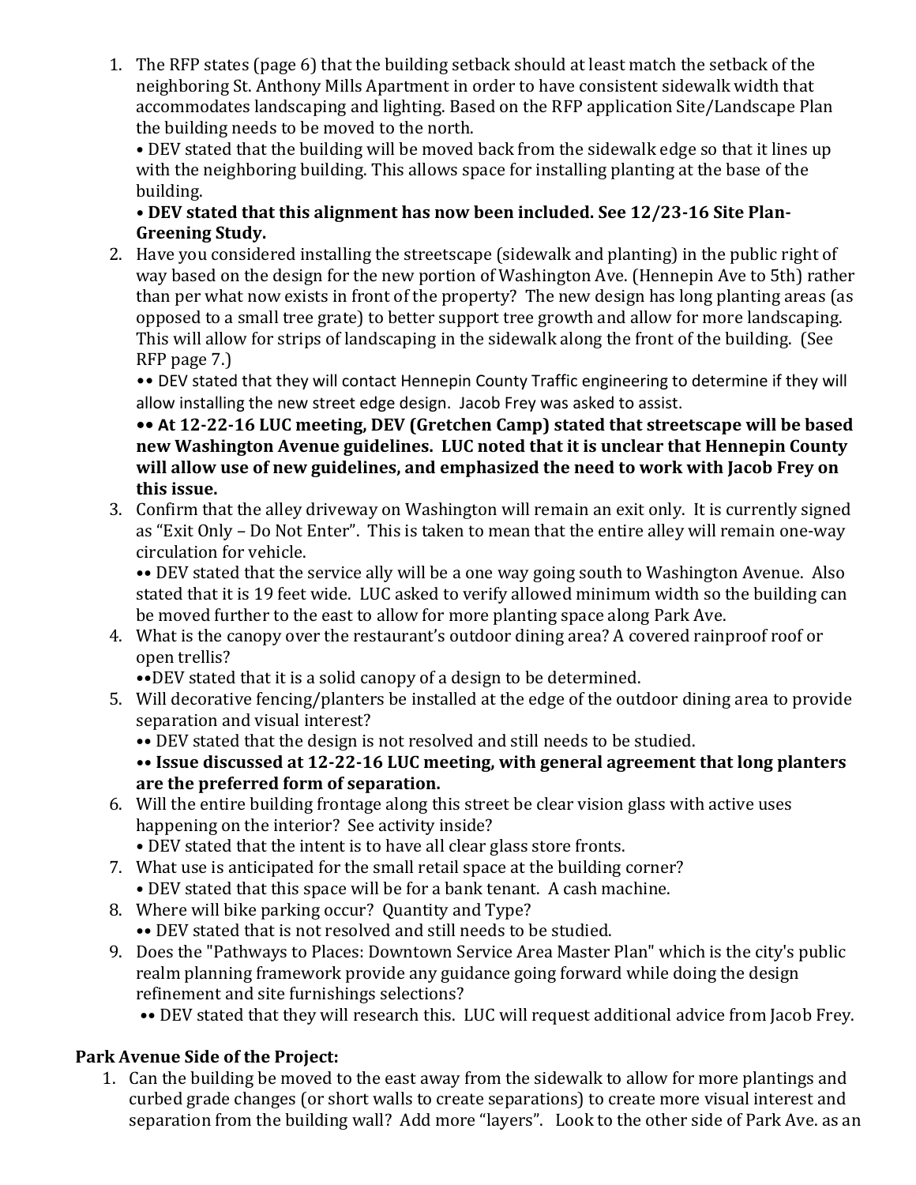1. The RFP states (page 6) that the building setback should at least match the setback of the neighboring St. Anthony Mills Apartment in order to have consistent sidewalk width that accommodates landscaping and lighting. Based on the RFP application Site/Landscape Plan the building needs to be moved to the north.
   • DEV stated that the building will be moved back from the sidewalk edge so that it lines up with the neighboring building. This allows space for installing planting at the base of the building.
   **• DEV stated that this alignment has now been included. See 12/23-16 Site Plan-Greening Study.**
2. Have you considered installing the streetscape (sidewalk and planting) in the public right of way based on the design for the new portion of Washington Ave. (Hennepin Ave to 5th) rather than per what now exists in front of the property? The new design has long planting areas (as opposed to a small tree grate) to better support tree growth and allow for more landscaping. This will allow for strips of landscaping in the sidewalk along the front of the building. (See RFP page 7.)
   •• DEV stated that they will contact Hennepin County Traffic engineering to determine if they will allow installing the new street edge design. Jacob Frey was asked to assist.
   **•• At 12-22-16 LUC meeting, DEV (Gretchen Camp) stated that streetscape will be based new Washington Avenue guidelines. LUC noted that it is unclear that Hennepin County will allow use of new guidelines, and emphasized the need to work with Jacob Frey on this issue.**
3. Confirm that the alley driveway on Washington will remain an exit only. It is currently signed as "Exit Only – Do Not Enter". This is taken to mean that the entire alley will remain one-way circulation for vehicle.
   •• DEV stated that the service ally will be a one way going south to Washington Avenue. Also stated that it is 19 feet wide. LUC asked to verify allowed minimum width so the building can be moved further to the east to allow for more planting space along Park Ave.
4. What is the canopy over the restaurant's outdoor dining area? A covered rainproof roof or open trellis?
   ••DEV stated that it is a solid canopy of a design to be determined.
5. Will decorative fencing/planters be installed at the edge of the outdoor dining area to provide separation and visual interest?
   •• DEV stated that the design is not resolved and still needs to be studied.
   **•• Issue discussed at 12-22-16 LUC meeting, with general agreement that long planters are the preferred form of separation.**
6. Will the entire building frontage along this street be clear vision glass with active uses happening on the interior? See activity inside?
   • DEV stated that the intent is to have all clear glass store fronts.
7. What use is anticipated for the small retail space at the building corner?
   • DEV stated that this space will be for a bank tenant. A cash machine.
8. Where will bike parking occur? Quantity and Type?
   •• DEV stated that is not resolved and still needs to be studied.
9. Does the "Pathways to Places: Downtown Service Area Master Plan" which is the city's public realm planning framework provide any guidance going forward while doing the design refinement and site furnishings selections?
   •• DEV stated that they will research this. LUC will request additional advice from Jacob Frey.

**Park Avenue Side of the Project:**

1. Can the building be moved to the east away from the sidewalk to allow for more plantings and curbed grade changes (or short walls to create separations) to create more visual interest and separation from the building wall? Add more "layers". Look to the other side of Park Ave. as an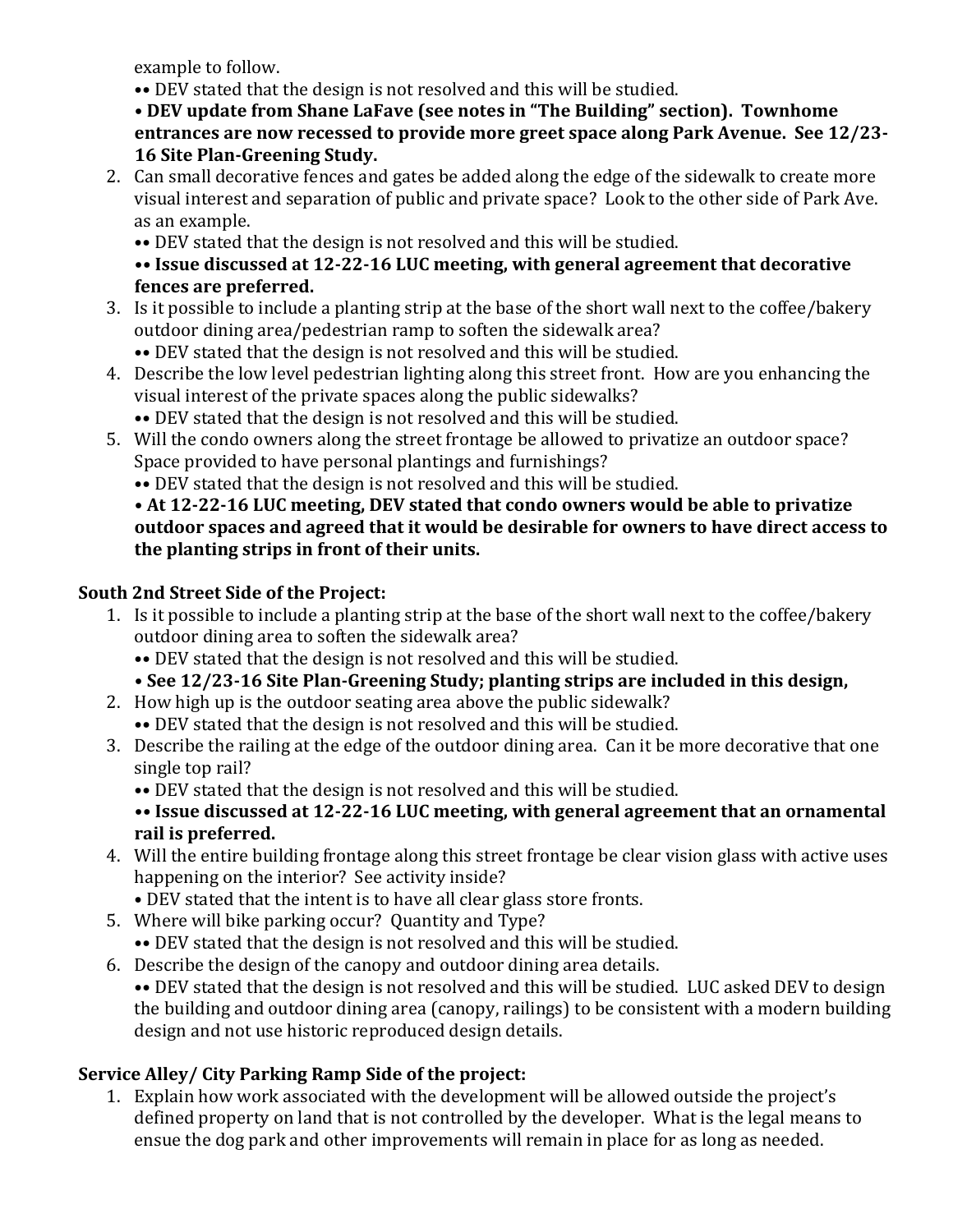example to follow.

•• DEV stated that the design is not resolved and this will be studied.

• **DEV update from Shane LaFave (see notes in "The Building" section). Townhome entrances are now recessed to provide more greet space along Park Avenue. See 12/23-16 Site Plan-Greening Study.**

2. Can small decorative fences and gates be added along the edge of the sidewalk to create more visual interest and separation of public and private space? Look to the other side of Park Ave. as an example.
   •• DEV stated that the design is not resolved and this will be studied.
   •• **Issue discussed at 12-22-16 LUC meeting, with general agreement that decorative fences are preferred.**
3. Is it possible to include a planting strip at the base of the short wall next to the coffee/bakery outdoor dining area/pedestrian ramp to soften the sidewalk area?
   •• DEV stated that the design is not resolved and this will be studied.
4. Describe the low level pedestrian lighting along this street front. How are you enhancing the visual interest of the private spaces along the public sidewalks?
   •• DEV stated that the design is not resolved and this will be studied.
5. Will the condo owners along the street frontage be allowed to privatize an outdoor space? Space provided to have personal plantings and furnishings?
   •• DEV stated that the design is not resolved and this will be studied.
   • **At 12-22-16 LUC meeting, DEV stated that condo owners would be able to privatize outdoor spaces and agreed that it would be desirable for owners to have direct access to the planting strips in front of their units.**

**South 2nd Street Side of the Project:**

1. Is it possible to include a planting strip at the base of the short wall next to the coffee/bakery outdoor dining area to soften the sidewalk area?
   •• DEV stated that the design is not resolved and this will be studied.
   • **See 12/23-16 Site Plan-Greening Study; planting strips are included in this design,**
2. How high up is the outdoor seating area above the public sidewalk?
   •• DEV stated that the design is not resolved and this will be studied.
3. Describe the railing at the edge of the outdoor dining area. Can it be more decorative that one single top rail?
   •• DEV stated that the design is not resolved and this will be studied.
   •• **Issue discussed at 12-22-16 LUC meeting, with general agreement that an ornamental rail is preferred.**
4. Will the entire building frontage along this street frontage be clear vision glass with active uses happening on the interior? See activity inside?
   • DEV stated that the intent is to have all clear glass store fronts.
5. Where will bike parking occur? Quantity and Type?
   •• DEV stated that the design is not resolved and this will be studied.
6. Describe the design of the canopy and outdoor dining area details.
   •• DEV stated that the design is not resolved and this will be studied. LUC asked DEV to design the building and outdoor dining area (canopy, railings) to be consistent with a modern building design and not use historic reproduced design details.

**Service Alley/ City Parking Ramp Side of the project:**

1. Explain how work associated with the development will be allowed outside the project's defined property on land that is not controlled by the developer. What is the legal means to ensue the dog park and other improvements will remain in place for as long as needed.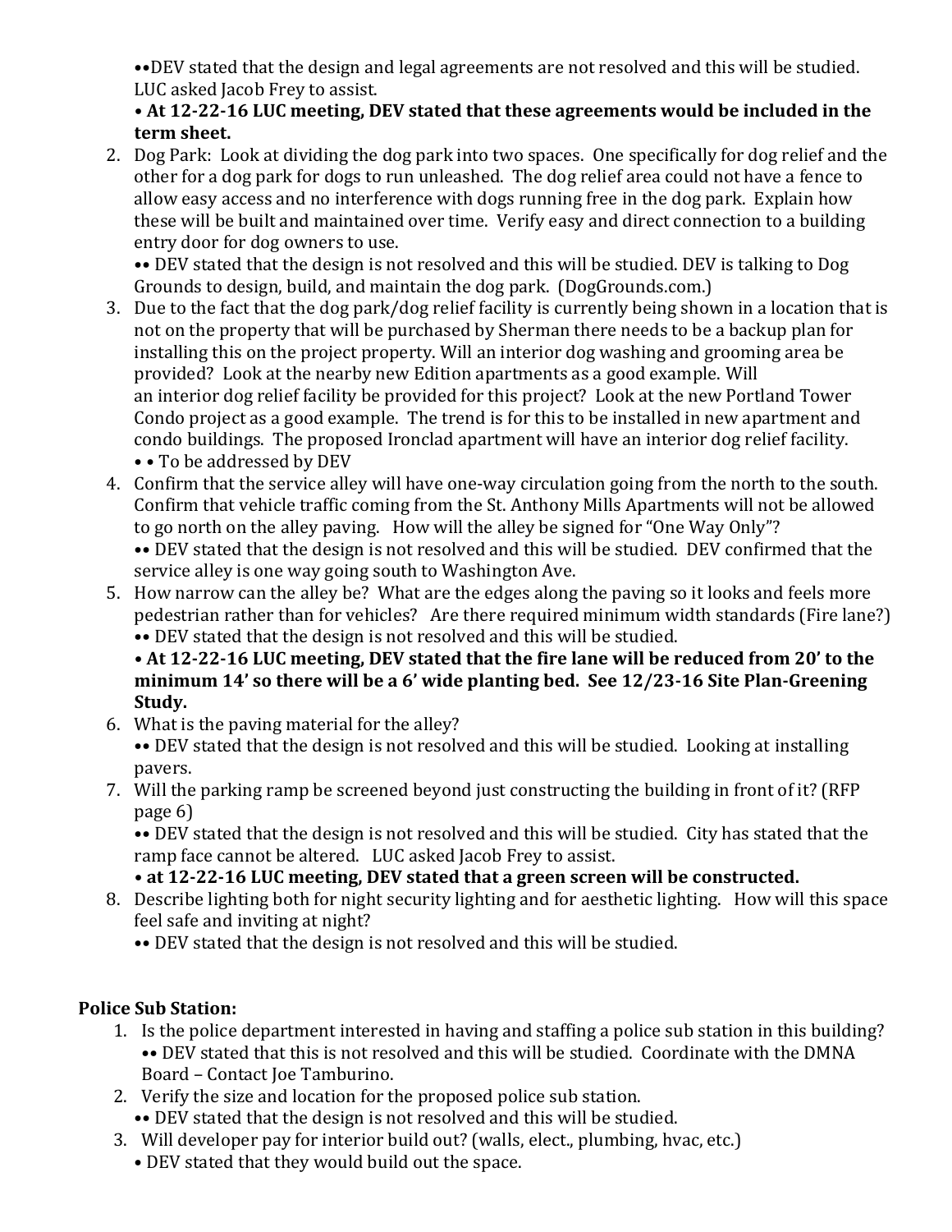••DEV stated that the design and legal agreements are not resolved and this will be studied. LUC asked Jacob Frey to assist.

• **At 12-22-16 LUC meeting, DEV stated that these agreements would be included in the term sheet.**

2. Dog Park: Look at dividing the dog park into two spaces. One specifically for dog relief and the other for a dog park for dogs to run unleashed. The dog relief area could not have a fence to allow easy access and no interference with dogs running free in the dog park. Explain how these will be built and maintained over time. Verify easy and direct connection to a building entry door for dog owners to use.

   •• DEV stated that the design is not resolved and this will be studied. DEV is talking to Dog Grounds to design, build, and maintain the dog park. (DogGrounds.com.)

3. Due to the fact that the dog park/dog relief facility is currently being shown in a location that is not on the property that will be purchased by Sherman there needs to be a backup plan for installing this on the project property. Will an interior dog washing and grooming area be provided? Look at the nearby new Edition apartments as a good example. Will an interior dog relief facility be provided for this project? Look at the new Portland Tower Condo project as a good example. The trend is for this to be installed in new apartment and condo buildings. The proposed Ironclad apartment will have an interior dog relief facility.

   • • To be addressed by DEV

4. Confirm that the service alley will have one-way circulation going from the north to the south. Confirm that vehicle traffic coming from the St. Anthony Mills Apartments will not be allowed to go north on the alley paving. How will the alley be signed for "One Way Only"?

   •• DEV stated that the design is not resolved and this will be studied. DEV confirmed that the service alley is one way going south to Washington Ave.

5. How narrow can the alley be? What are the edges along the paving so it looks and feels more pedestrian rather than for vehicles? Are there required minimum width standards (Fire lane?)

   •• DEV stated that the design is not resolved and this will be studied.

   • **At 12-22-16 LUC meeting, DEV stated that the fire lane will be reduced from 20' to the minimum 14' so there will be a 6' wide planting bed. See 12/23-16 Site Plan-Greening Study.**

6. What is the paving material for the alley?

   •• DEV stated that the design is not resolved and this will be studied. Looking at installing pavers.

7. Will the parking ramp be screened beyond just constructing the building in front of it? (RFP page 6)

   •• DEV stated that the design is not resolved and this will be studied. City has stated that the ramp face cannot be altered. LUC asked Jacob Frey to assist.

   • **at 12-22-16 LUC meeting, DEV stated that a green screen will be constructed.**

8. Describe lighting both for night security lighting and for aesthetic lighting. How will this space feel safe and inviting at night?

   •• DEV stated that the design is not resolved and this will be studied.

**Police Sub Station:**

1. Is the police department interested in having and staffing a police sub station in this building?

   •• DEV stated that this is not resolved and this will be studied. Coordinate with the DMNA Board – Contact Joe Tamburino.

2. Verify the size and location for the proposed police sub station.

   •• DEV stated that the design is not resolved and this will be studied.

3. Will developer pay for interior build out? (walls, elect., plumbing, hvac, etc.)

   • DEV stated that they would build out the space.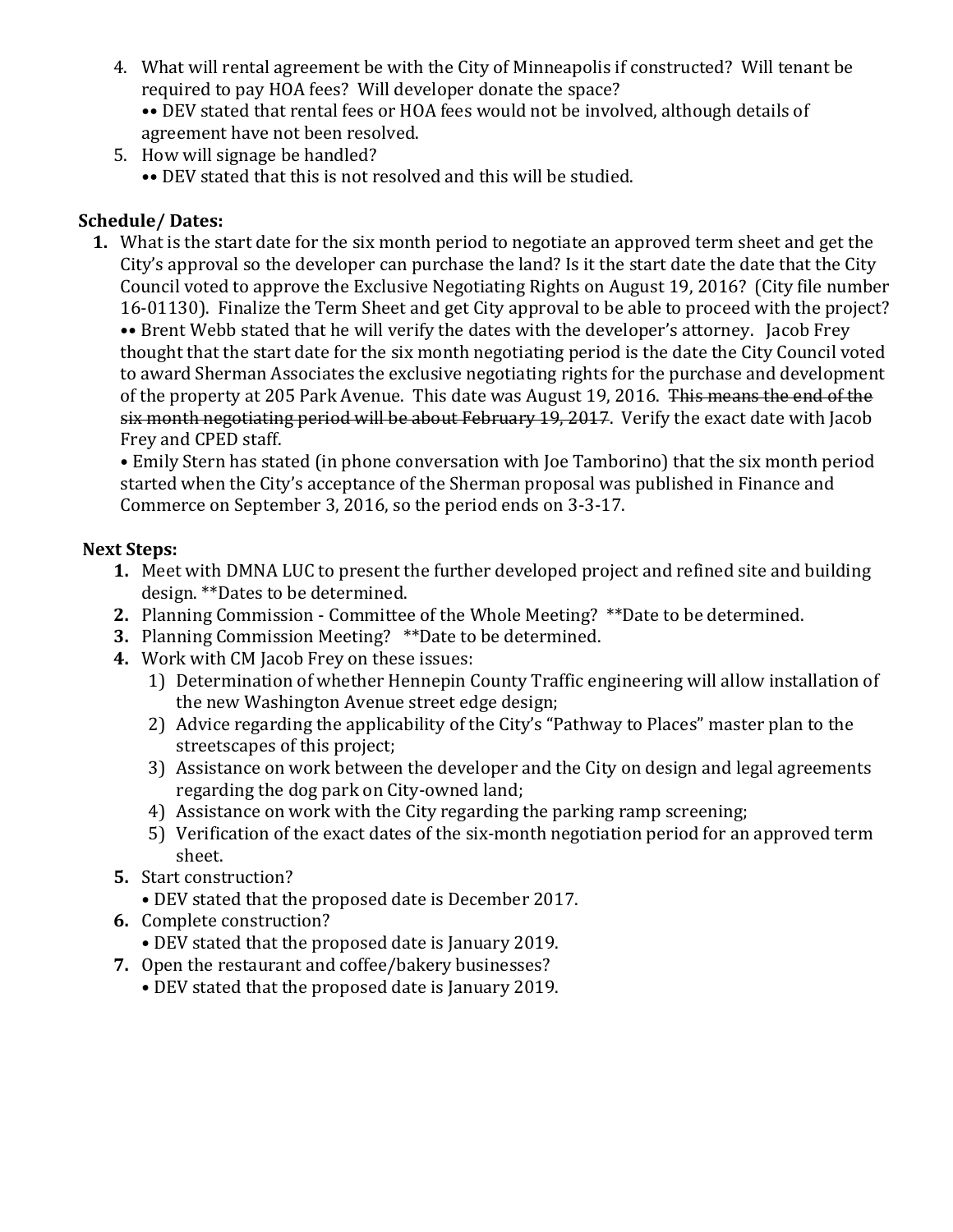4. What will rental agreement be with the City of Minneapolis if constructed? Will tenant be required to pay HOA fees? Will developer donate the space?
   •• DEV stated that rental fees or HOA fees would not be involved, although details of agreement have not been resolved.
5. How will signage be handled?
   •• DEV stated that this is not resolved and this will be studied.

**Schedule/ Dates:**

1. What is the start date for the six month period to negotiate an approved term sheet and get the City's approval so the developer can purchase the land? Is it the start date the date that the City Council voted to approve the Exclusive Negotiating Rights on August 19, 2016? (City file number 16-01130). Finalize the Term Sheet and get City approval to be able to proceed with the project?
   •• Brent Webb stated that he will verify the dates with the developer's attorney. Jacob Frey thought that the start date for the six month negotiating period is the date the City Council voted to award Sherman Associates the exclusive negotiating rights for the purchase and development of the property at 205 Park Avenue. This date was August 19, 2016. ~~This means the end of the six month negotiating period will be about February 19, 2017~~. Verify the exact date with Jacob Frey and CPED staff.
   • Emily Stern has stated (in phone conversation with Joe Tamborino) that the six month period started when the City's acceptance of the Sherman proposal was published in Finance and Commerce on September 3, 2016, so the period ends on 3-3-17.

**Next Steps:**

1. Meet with DMNA LUC to present the further developed project and refined site and building design. **Dates to be determined.
2. Planning Commission - Committee of the Whole Meeting? **Date to be determined.
3. Planning Commission Meeting? **Date to be determined.
4. Work with CM Jacob Frey on these issues:
   1) Determination of whether Hennepin County Traffic engineering will allow installation of the new Washington Avenue street edge design;
   2) Advice regarding the applicability of the City's "Pathway to Places" master plan to the streetscapes of this project;
   3) Assistance on work between the developer and the City on design and legal agreements regarding the dog park on City-owned land;
   4) Assistance on work with the City regarding the parking ramp screening;
   5) Verification of the exact dates of the six-month negotiation period for an approved term sheet.
5. Start construction?
   • DEV stated that the proposed date is December 2017.
6. Complete construction?
   • DEV stated that the proposed date is January 2019.
7. Open the restaurant and coffee/bakery businesses?
   • DEV stated that the proposed date is January 2019.